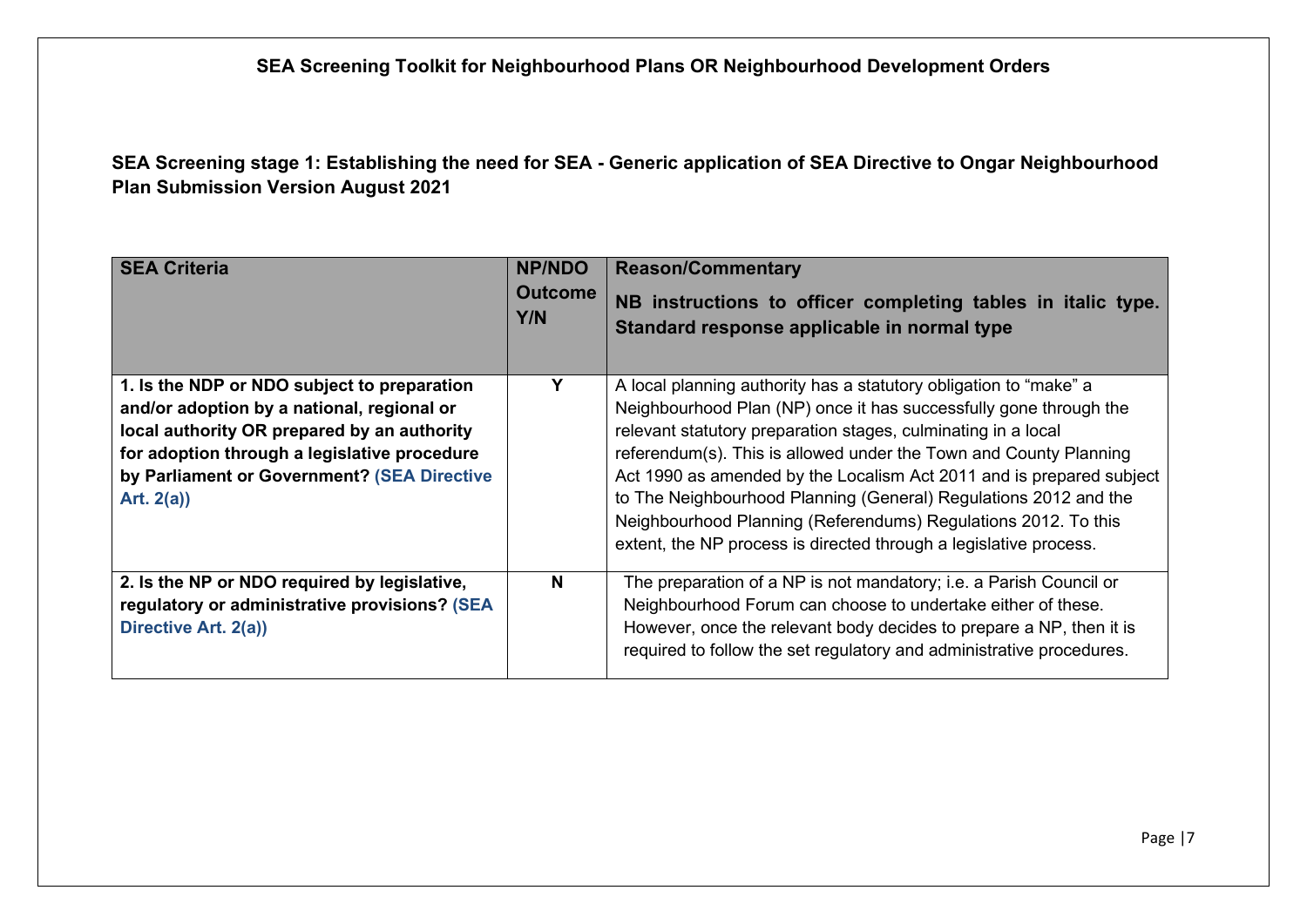## SEA Screening Toolkit for Neighbourhood Plans OR Neighbourhood Development Orders

### SEA Screening stage 1: Establishing the need for SEA - Generic application of SEA Directive to Ongar Neighbourhood Plan Submission Version August 2021

| **SEA Criteria** | **NP/NDO Outcome Y/N** | **Reason/Commentary**<br>**NB instructions to officer completing tables in italic type. Standard response applicable in normal type** |
|---|---|---|
| **1. Is the NDP or NDO subject to preparation and/or adoption by a national, regional or local authority OR prepared by an authority for adoption through a legislative procedure by Parliament or Government? (SEA Directive Art. 2(a))** | Y | A local planning authority has a statutory obligation to "make" a Neighbourhood Plan (NP) once it has successfully gone through the relevant statutory preparation stages, culminating in a local referendum(s). This is allowed under the Town and County Planning Act 1990 as amended by the Localism Act 2011 and is prepared subject to The Neighbourhood Planning (General) Regulations 2012 and the Neighbourhood Planning (Referendums) Regulations 2012. To this extent, the NP process is directed through a legislative process. |
| **2. Is the NP or NDO required by legislative, regulatory or administrative provisions? (SEA Directive Art. 2(a))** | N | The preparation of a NP is not mandatory; i.e. a Parish Council or Neighbourhood Forum can choose to undertake either of these. However, once the relevant body decides to prepare a NP, then it is required to follow the set regulatory and administrative procedures. |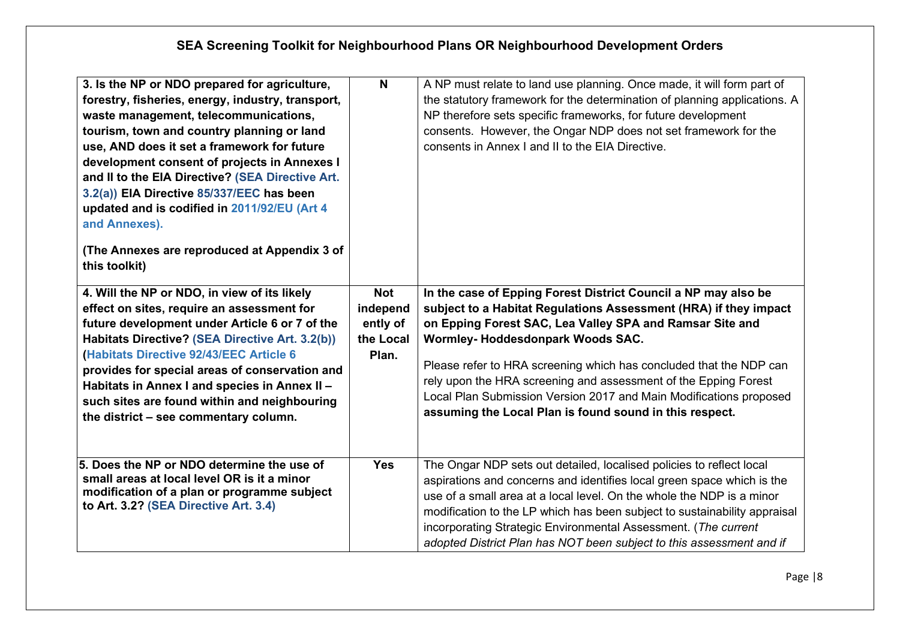## SEA Screening Toolkit for Neighbourhood Plans OR Neighbourhood Development Orders

| | | |
|---|---|---|
| **3. Is the NP or NDO prepared for agriculture, forestry, fisheries, energy, industry, transport, waste management, telecommunications, tourism, town and country planning or land use, AND does it set a framework for future development consent of projects in Annexes I and II to the EIA Directive? (SEA Directive Art. 3.2(a)) EIA Directive 85/337/EEC has been updated and is codified in 2011/92/EU (Art 4 and Annexes).**<br><br>**(The Annexes are reproduced at Appendix 3 of this toolkit)** | **N** | A NP must relate to land use planning. Once made, it will form part of the statutory framework for the determination of planning applications. A NP therefore sets specific frameworks, for future development consents. However, the Ongar NDP does not set framework for the consents in Annex I and II to the EIA Directive. |
| **4. Will the NP or NDO, in view of its likely effect on sites, require an assessment for future development under Article 6 or 7 of the Habitats Directive? (SEA Directive Art. 3.2(b)) (Habitats Directive 92/43/EEC Article 6 provides for special areas of conservation and Habitats in Annex I and species in Annex II – such sites are found within and neighbouring the district – see commentary column.** | **Not independently of the Local Plan.** | **In the case of Epping Forest District Council a NP may also be subject to a Habitat Regulations Assessment (HRA) if they impact on Epping Forest SAC, Lea Valley SPA and Ramsar Site and Wormley- Hoddesdonpark Woods SAC.**<br><br>Please refer to HRA screening which has concluded that the NDP can rely upon the HRA screening and assessment of the Epping Forest Local Plan Submission Version 2017 and Main Modifications proposed **assuming the Local Plan is found sound in this respect.** |
| **5. Does the NP or NDO determine the use of small areas at local level OR is it a minor modification of a plan or programme subject to Art. 3.2? (SEA Directive Art. 3.4)** | **Yes** | The Ongar NDP sets out detailed, localised policies to reflect local aspirations and concerns and identifies local green space which is the use of a small area at a local level. On the whole the NDP is a minor modification to the LP which has been subject to sustainability appraisal incorporating Strategic Environmental Assessment. (*The current adopted District Plan has NOT been subject to this assessment and if* |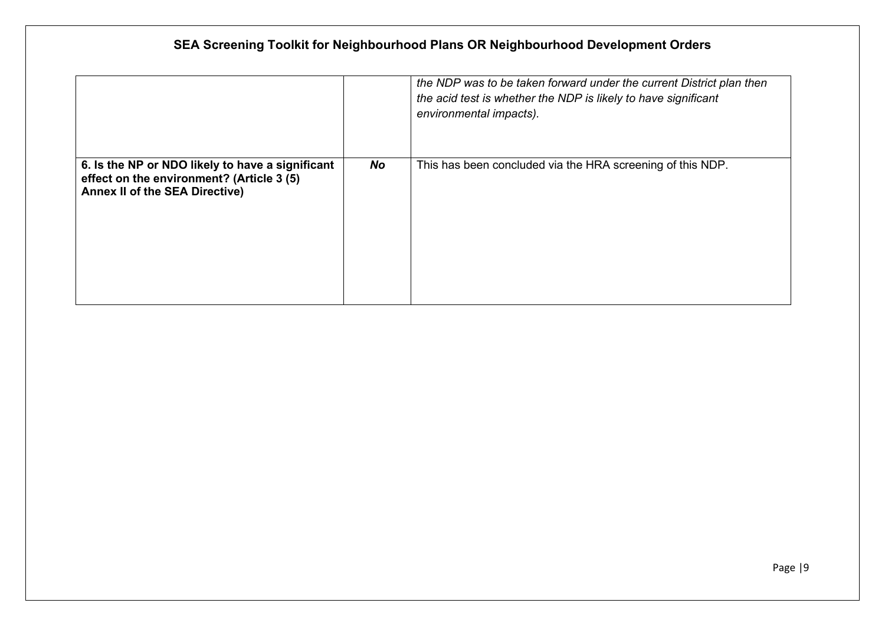| | | |
|---|---|---|
| | | *the NDP was to be taken forward under the current District plan then the acid test is whether the NDP is likely to have significant environmental impacts).* |
| **6. Is the NP or NDO likely to have a significant effect on the environment? (Article 3 (5) Annex II of the SEA Directive)** | ***No*** | This has been concluded via the HRA screening of this NDP. |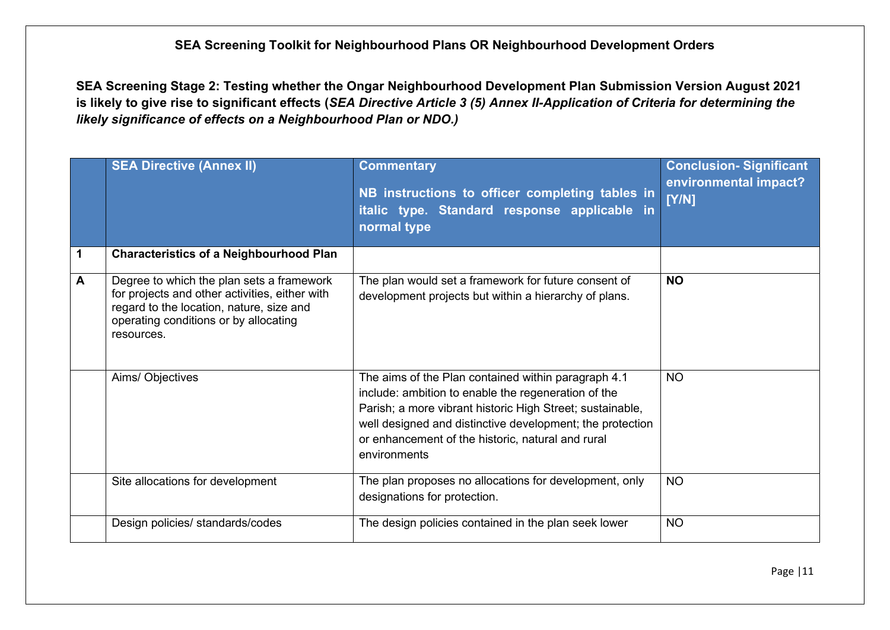**SEA Screening Toolkit for Neighbourhood Plans OR Neighbourhood Development Orders**

**SEA Screening Stage 2: Testing whether the Ongar Neighbourhood Development Plan Submission Version August 2021 is likely to give rise to significant effects (*SEA Directive Article 3 (5) Annex II-Application of Criteria for determining the likely significance of effects on a Neighbourhood Plan or NDO.)***

| | SEA Directive (Annex II) | Commentary<br><br>NB instructions to officer completing tables in italic type. Standard response applicable in normal type | Conclusion- Significant environmental impact? [Y/N] |
|---|---|---|---|
| **1** | **Characteristics of a Neighbourhood Plan** | | |
| **A** | Degree to which the plan sets a framework for projects and other activities, either with regard to the location, nature, size and operating conditions or by allocating resources. | The plan would set a framework for future consent of development projects but within a hierarchy of plans. | **NO** |
| | Aims/ Objectives | The aims of the Plan contained within paragraph 4.1 include: ambition to enable the regeneration of the Parish; a more vibrant historic High Street; sustainable, well designed and distinctive development; the protection or enhancement of the historic, natural and rural environments | NO |
| | Site allocations for development | The plan proposes no allocations for development, only designations for protection. | NO |
| | Design policies/ standards/codes | The design policies contained in the plan seek lower | NO |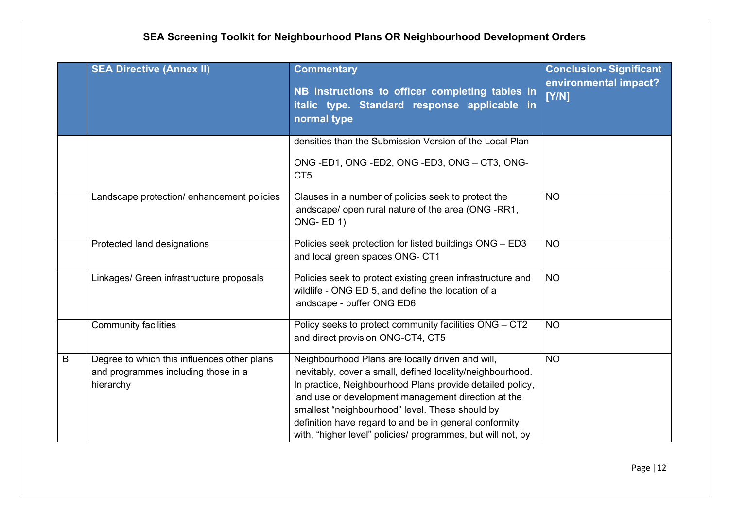## SEA Screening Toolkit for Neighbourhood Plans OR Neighbourhood Development Orders

| | SEA Directive (Annex II) | Commentary<br><br>NB instructions to officer completing tables in italic type. Standard response applicable in normal type | Conclusion- Significant environmental impact? [Y/N] |
|---|---|---|---|
| | | densities than the Submission Version of the Local Plan<br><br>ONG -ED1, ONG -ED2, ONG -ED3, ONG – CT3, ONG-CT5 | |
| | Landscape protection/ enhancement policies | Clauses in a number of policies seek to protect the landscape/ open rural nature of the area (ONG -RR1, ONG- ED 1) | NO |
| | Protected land designations | Policies seek protection for listed buildings ONG – ED3 and local green spaces ONG- CT1 | NO |
| | Linkages/ Green infrastructure proposals | Policies seek to protect existing green infrastructure and wildlife - ONG ED 5, and define the location of a landscape - buffer ONG ED6 | NO |
| | Community facilities | Policy seeks to protect community facilities ONG – CT2 and direct provision ONG-CT4, CT5 | NO |
| B | Degree to which this influences other plans and programmes including those in a hierarchy | Neighbourhood Plans are locally driven and will, inevitably, cover a small, defined locality/neighbourhood. In practice, Neighbourhood Plans provide detailed policy, land use or development management direction at the smallest "neighbourhood" level. These should by definition have regard to and be in general conformity with, "higher level" policies/ programmes, but will not, by | NO |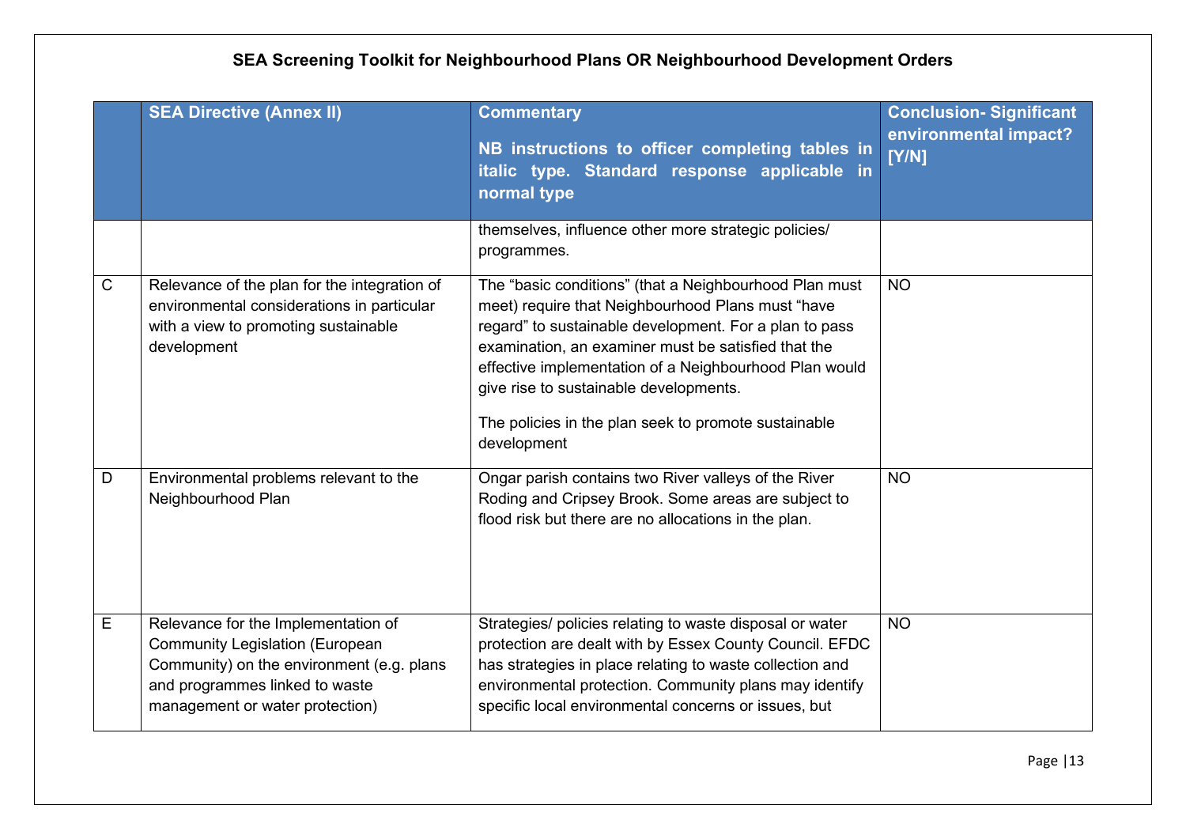## SEA Screening Toolkit for Neighbourhood Plans OR Neighbourhood Development Orders

| | SEA Directive (Annex II) | Commentary<br><br>NB instructions to officer completing tables in italic type. Standard response applicable in normal type | Conclusion- Significant environmental impact? [Y/N] |
|---|---|---|---|
| | | themselves, influence other more strategic policies/ programmes. | |
| C | Relevance of the plan for the integration of environmental considerations in particular with a view to promoting sustainable development | The "basic conditions" (that a Neighbourhood Plan must meet) require that Neighbourhood Plans must "have regard" to sustainable development. For a plan to pass examination, an examiner must be satisfied that the effective implementation of a Neighbourhood Plan would give rise to sustainable developments.<br><br>The policies in the plan seek to promote sustainable development | NO |
| D | Environmental problems relevant to the Neighbourhood Plan | Ongar parish contains two River valleys of the River Roding and Cripsey Brook. Some areas are subject to flood risk but there are no allocations in the plan. | NO |
| E | Relevance for the Implementation of Community Legislation (European Community) on the environment (e.g. plans and programmes linked to waste management or water protection) | Strategies/ policies relating to waste disposal or water protection are dealt with by Essex County Council. EFDC has strategies in place relating to waste collection and environmental protection. Community plans may identify specific local environmental concerns or issues, but | NO |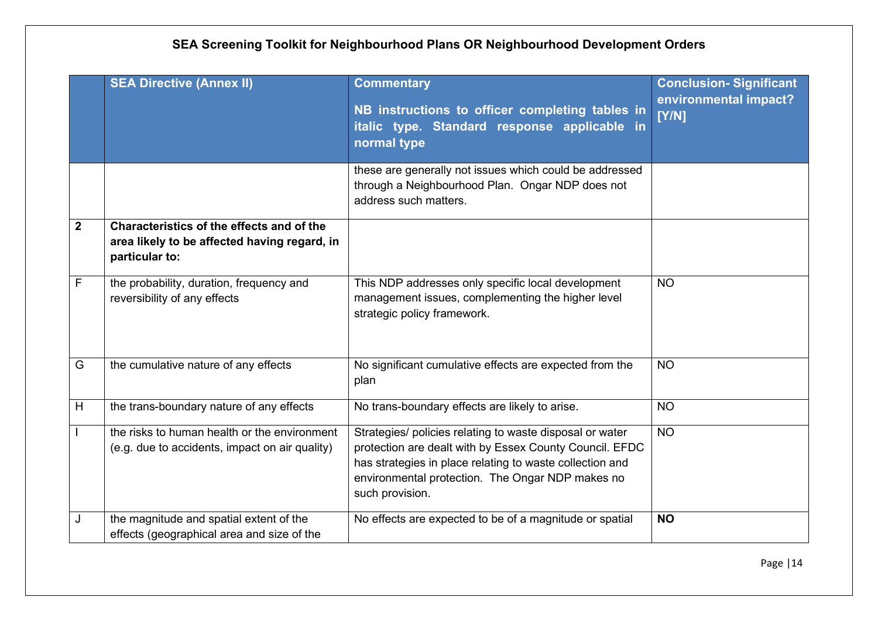**SEA Screening Toolkit for Neighbourhood Plans OR Neighbourhood Development Orders**

| | SEA Directive (Annex II) | Commentary<br><br>NB instructions to officer completing tables in italic type. Standard response applicable in normal type | Conclusion- Significant environmental impact? [Y/N] |
|---|---|---|---|
| | | these are generally not issues which could be addressed through a Neighbourhood Plan. Ongar NDP does not address such matters. | |
| **2** | **Characteristics of the effects and of the area likely to be affected having regard, in particular to:** | | |
| F | the probability, duration, frequency and reversibility of any effects | This NDP addresses only specific local development management issues, complementing the higher level strategic policy framework. | NO |
| G | the cumulative nature of any effects | No significant cumulative effects are expected from the plan | NO |
| H | the trans-boundary nature of any effects | No trans-boundary effects are likely to arise. | NO |
| I | the risks to human health or the environment (e.g. due to accidents, impact on air quality) | Strategies/ policies relating to waste disposal or water protection are dealt with by Essex County Council. EFDC has strategies in place relating to waste collection and environmental protection. The Ongar NDP makes no such provision. | NO |
| J | the magnitude and spatial extent of the effects (geographical area and size of the | No effects are expected to be of a magnitude or spatial | **NO** |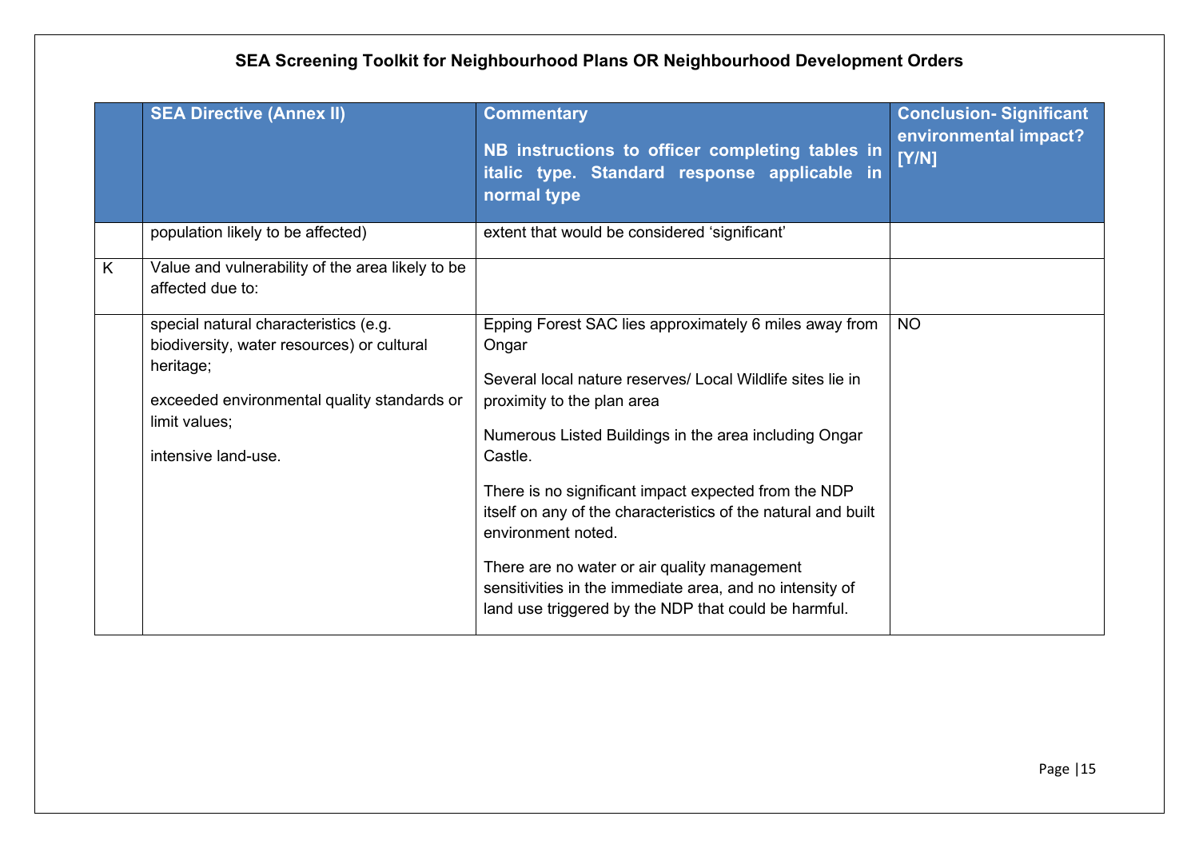## SEA Screening Toolkit for Neighbourhood Plans OR Neighbourhood Development Orders

| | SEA Directive (Annex II) | Commentary<br><br>NB instructions to officer completing tables in italic type. Standard response applicable in normal type | Conclusion- Significant environmental impact? [Y/N] |
|---|---|---|---|
| | population likely to be affected) | extent that would be considered 'significant' | |
| K | Value and vulnerability of the area likely to be affected due to: | | |
| | special natural characteristics (e.g. biodiversity, water resources) or cultural heritage;<br><br>exceeded environmental quality standards or limit values;<br><br>intensive land-use. | Epping Forest SAC lies approximately 6 miles away from Ongar<br><br>Several local nature reserves/ Local Wildlife sites lie in proximity to the plan area<br><br>Numerous Listed Buildings in the area including Ongar Castle.<br><br>There is no significant impact expected from the NDP itself on any of the characteristics of the natural and built environment noted.<br><br>There are no water or air quality management sensitivities in the immediate area, and no intensity of land use triggered by the NDP that could be harmful. | NO |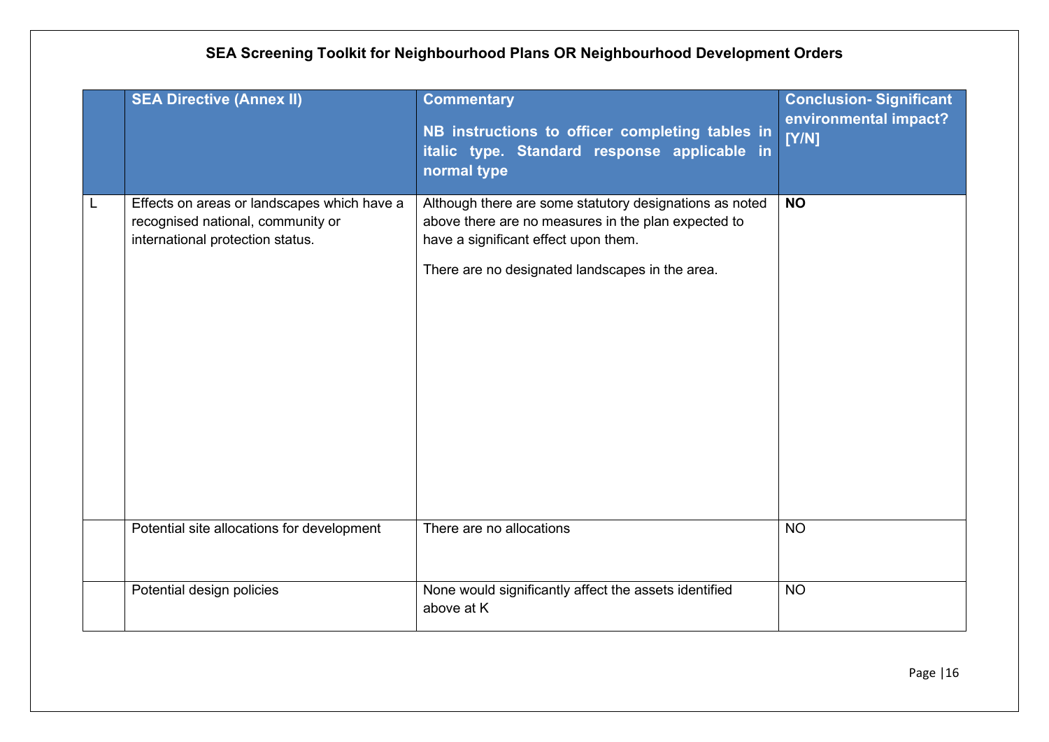## SEA Screening Toolkit for Neighbourhood Plans OR Neighbourhood Development Orders

| | SEA Directive (Annex II) | Commentary<br><br>NB instructions to officer completing tables in italic type. Standard response applicable in normal type | Conclusion- Significant environmental impact? [Y/N] |
|---|---|---|---|
| L | Effects on areas or landscapes which have a recognised national, community or international protection status. | Although there are some statutory designations as noted above there are no measures in the plan expected to have a significant effect upon them.<br><br>There are no designated landscapes in the area. | **NO** |
| | Potential site allocations for development | There are no allocations | NO |
| | Potential design policies | None would significantly affect the assets identified above at K | NO |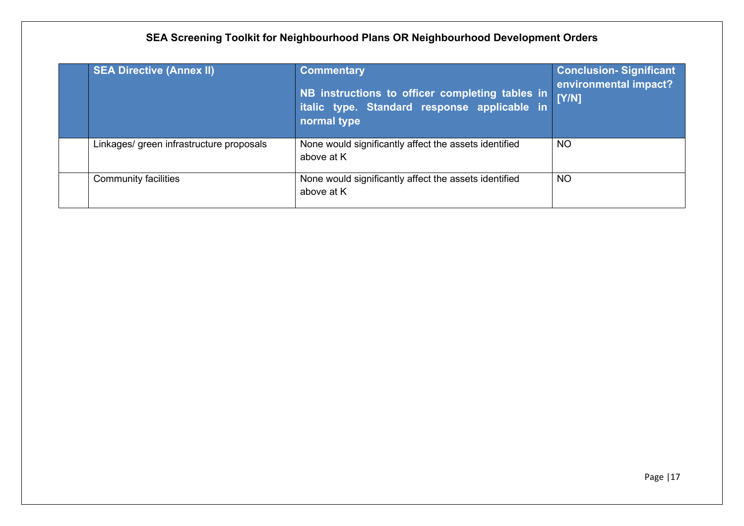## SEA Screening Toolkit for Neighbourhood Plans OR Neighbourhood Development Orders

| | SEA Directive (Annex II) | Commentary<br><br>NB instructions to officer completing tables in italic type. Standard response applicable in normal type | Conclusion- Significant environmental impact? [Y/N] |
|---|---|---|---|
| | Linkages/ green infrastructure proposals | None would significantly affect the assets identified above at K | NO |
| | Community facilities | None would significantly affect the assets identified above at K | NO |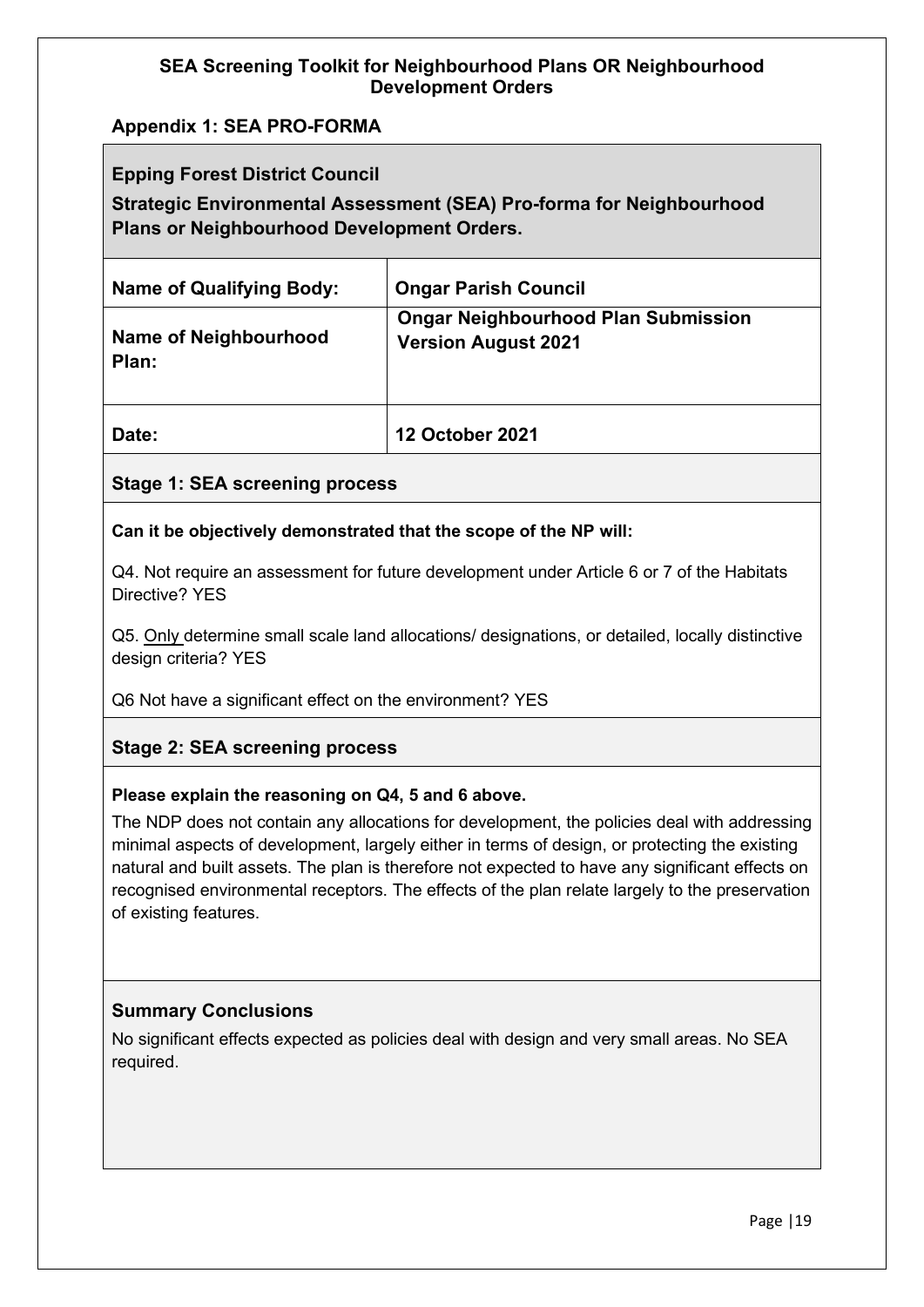## SEA Screening Toolkit for Neighbourhood Plans OR Neighbourhood Development Orders

### Appendix 1: SEA PRO-FORMA

**Epping Forest District Council**

**Strategic Environmental Assessment (SEA) Pro-forma for Neighbourhood Plans or Neighbourhood Development Orders.**

| | |
|---|---|
| **Name of Qualifying Body:** | **Ongar Parish Council** |
| **Name of Neighbourhood Plan:** | **Ongar Neighbourhood Plan Submission Version August 2021** |
| **Date:** | **12 October 2021** |

### Stage 1: SEA screening process

**Can it be objectively demonstrated that the scope of the NP will:**

Q4. Not require an assessment for future development under Article 6 or 7 of the Habitats Directive? YES

Q5. Only determine small scale land allocations/ designations, or detailed, locally distinctive design criteria? YES

Q6 Not have a significant effect on the environment? YES

### Stage 2: SEA screening process

**Please explain the reasoning on Q4, 5 and 6 above.**

The NDP does not contain any allocations for development, the policies deal with addressing minimal aspects of development, largely either in terms of design, or protecting the existing natural and built assets. The plan is therefore not expected to have any significant effects on recognised environmental receptors. The effects of the plan relate largely to the preservation of existing features.

### Summary Conclusions

No significant effects expected as policies deal with design and very small areas. No SEA required.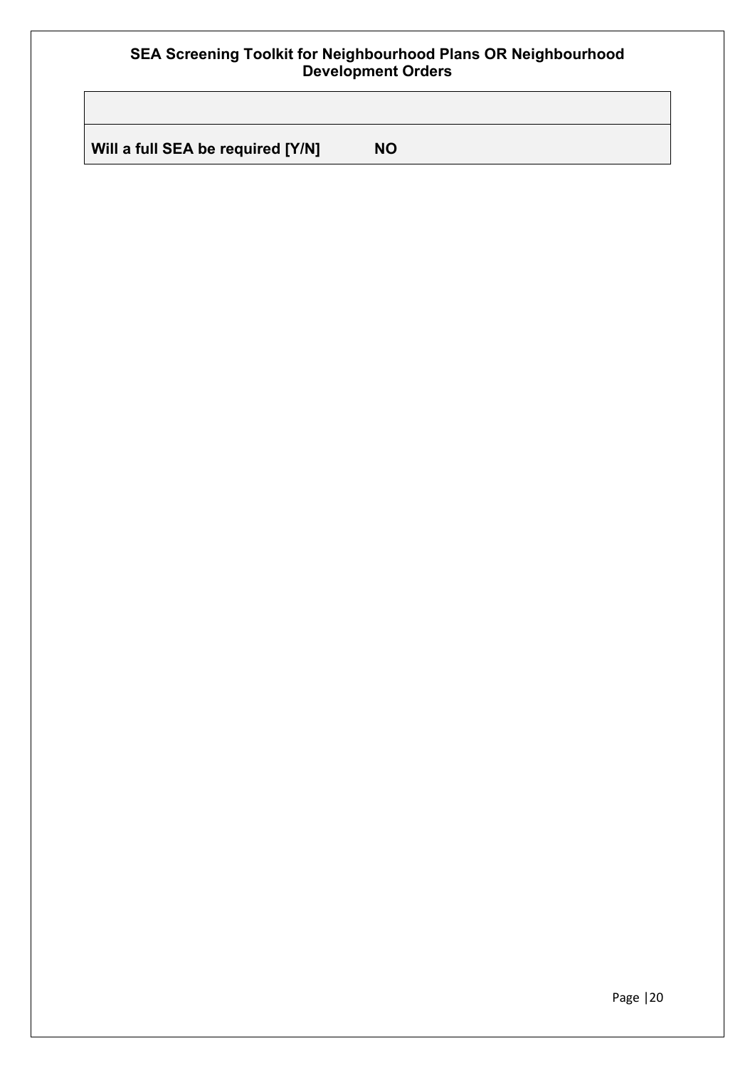| | |
|---|---|
| **Will a full SEA be required [Y/N]** | **NO** |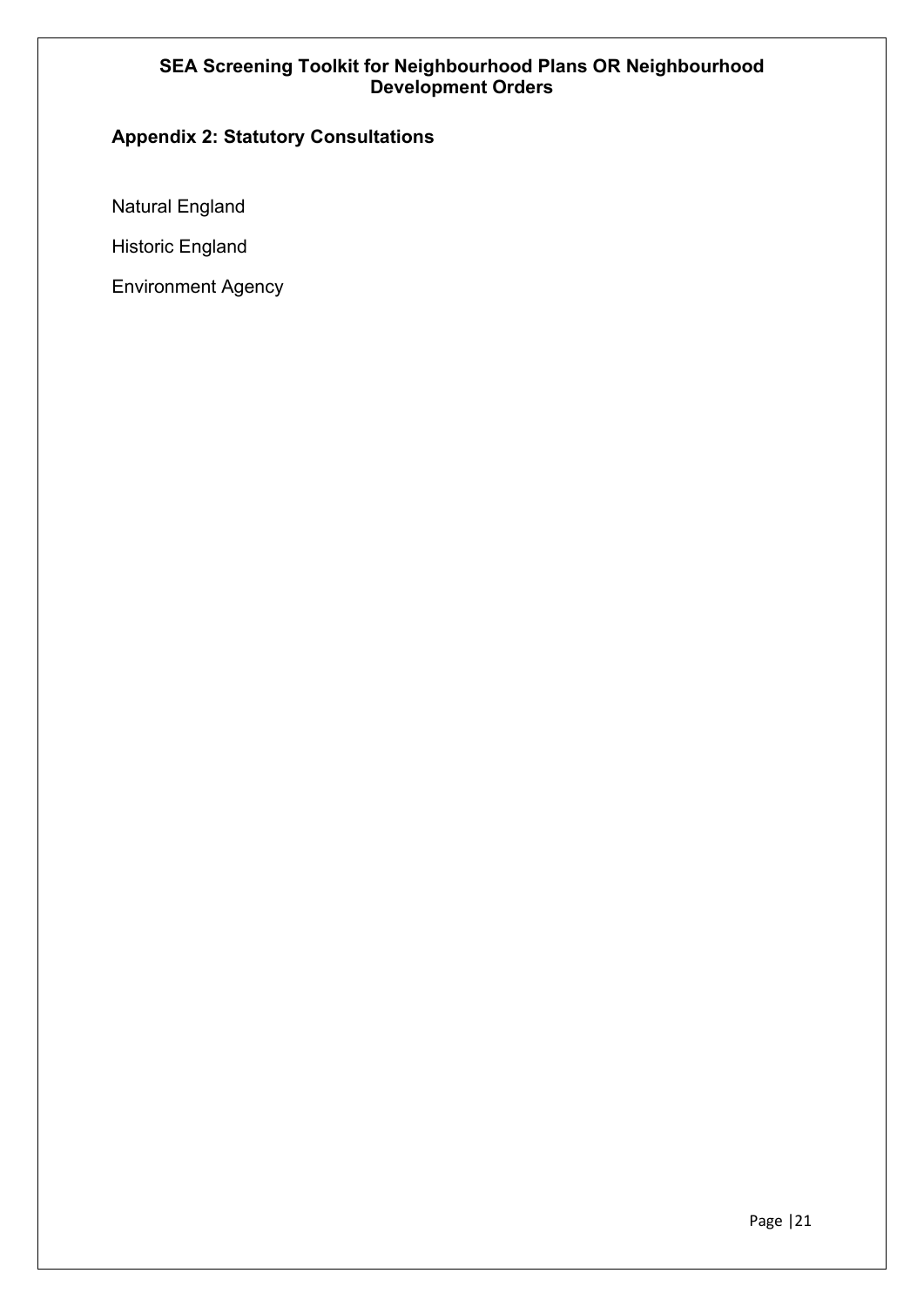## Appendix 2: Statutory Consultations

Natural England

Historic England

Environment Agency